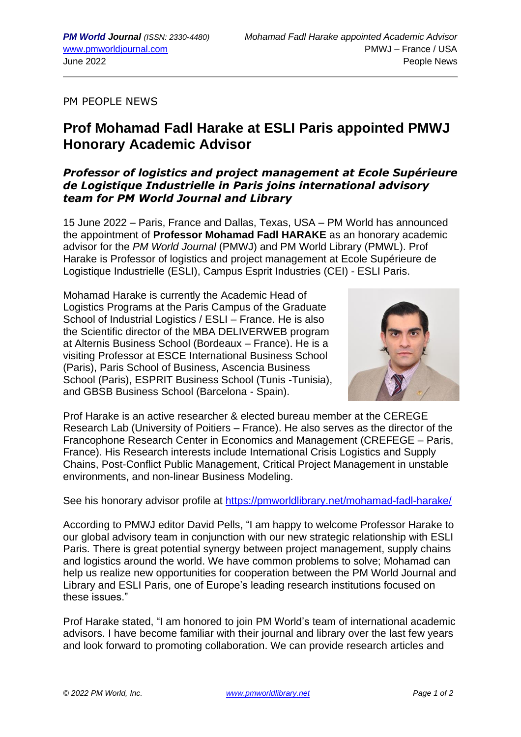PM PEOPLE NEWS

# Prof Mohamad Fadl Harake at ESLI Paris appointed PMWJ Honorary Academic Advisor

### *Professor of logistics and project management at Ecole Supérieure de Logistique Industrielle in Paris joins international advisory team for PM World Journal and Library*

15 June 2022 – Paris, France and Dallas, Texas, USA – PM World has announced the appointment of **Professor Mohamad Fadl HARAKE** as an honorary academic advisor for the *PM World Journal* (PMWJ) and PM World Library (PMWL). Prof Harake is Professor of logistics and project management at Ecole Supérieure de Logistique Industrielle (ESLI), Campus Esprit Industries (CEI) - ESLI Paris.

Mohamad Harake is currently the Academic Head of Logistics Programs at the Paris Campus of the Graduate School of Industrial Logistics / ESLI – France. He is also the Scientific director of the MBA DELIVERWEB program at Alternis Business School (Bordeaux – France). He is a visiting Professor at ESCE International Business School (Paris), Paris School of Business, Ascencia Business School (Paris), ESPRIT Business School (Tunis -Tunisia), and GBSB Business School (Barcelona - Spain).

Prof Harake is an active researcher & elected bureau member at the CEREGE Research Lab (University of Poitiers – France). He also serves as the director of the Francophone Research Center in Economics and Management (CREFEGE – Paris, France). His Research interests include International Crisis Logistics and Supply Chains, Post-Conflict Public Management, Critical Project Management in unstable environments, and non-linear Business Modeling.

See his honorary advisor profile at https://pmworldlibrary.net/mohamad-fadl-harake/

According to PMWJ editor David Pells, "I am happy to welcome Professor Harake to our global advisory team in conjunction with our new strategic relationship with ESLI Paris. There is great potential synergy between project management, supply chains and logistics around the world. We have common problems to solve; Mohamad can help us realize new opportunities for cooperation between the PM World Journal and Library and ESLI Paris, one of Europe's leading research institutions focused on these issues."

Prof Harake stated, "I am honored to join PM World's team of international academic advisors. I have become familiar with their journal and library over the last few years and look forward to promoting collaboration. We can provide research articles and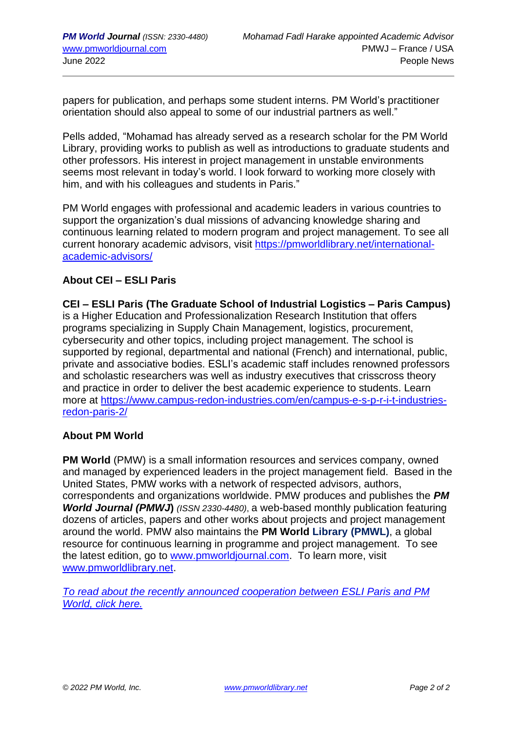papers for publication, and perhaps some student interns. PM World's practitioner orientation should also appeal to some of our industrial partners as well."

Pells added, "Mohamad has already served as a research scholar for the PM World Library, providing works to publish as well as introductions to graduate students and other professors. His interest in project management in unstable environments seems most relevant in today's world. I look forward to working more closely with him, and with his colleagues and students in Paris."

PM World engages with professional and academic leaders in various countries to support the organization's dual missions of advancing knowledge sharing and continuous learning related to modern program and project management. To see all current honorary academic advisors, visit https://pmworldlibrary.net/international-academic-advisors/

## About CEI – ESLI Paris

**CEI – ESLI Paris (The Graduate School of Industrial Logistics – Paris Campus)** is a Higher Education and Professionalization Research Institution that offers programs specializing in Supply Chain Management, logistics, procurement, cybersecurity and other topics, including project management. The school is supported by regional, departmental and national (French) and international, public, private and associative bodies. ESLI's academic staff includes renowned professors and scholastic researchers was well as industry executives that crisscross theory and practice in order to deliver the best academic experience to students. Learn more at https://www.campus-redon-industries.com/en/campus-e-s-p-r-i-t-industries-redon-paris-2/

## About PM World

**PM World** (PMW) is a small information resources and services company, owned and managed by experienced leaders in the project management field. Based in the United States, PMW works with a network of respected advisors, authors, correspondents and organizations worldwide. PMW produces and publishes the ***PM World Journal (PMWJ)*** *(ISSN 2330-4480)*, a web-based monthly publication featuring dozens of articles, papers and other works about projects and project management around the world. PMW also maintains the **PM World Library (PMWL)**, a global resource for continuous learning in programme and project management. To see the latest edition, go to www.pmworldjournal.com. To learn more, visit www.pmworldlibrary.net.

*To read about the recently announced cooperation between ESLI Paris and PM World, click here.*